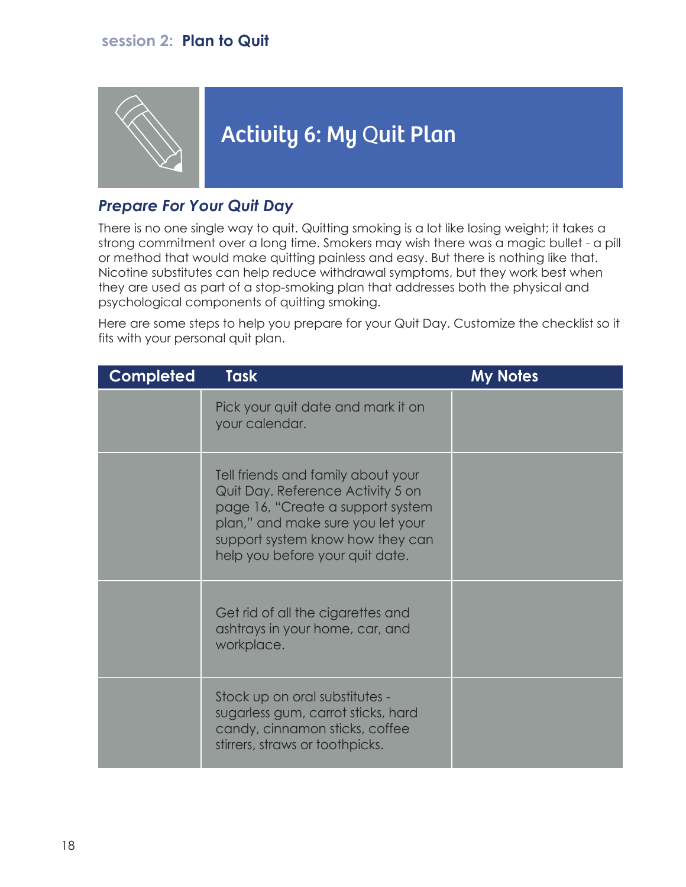session 2: **Plan to Quit**

# Activity 6: My Quit Plan

## *Prepare For Your Quit Day*

There is no one single way to quit. Quitting smoking is a lot like losing weight; it takes a strong commitment over a long time. Smokers may wish there was a magic bullet - a pill or method that would make quitting painless and easy. But there is nothing like that. Nicotine substitutes can help reduce withdrawal symptoms, but they work best when they are used as part of a stop-smoking plan that addresses both the physical and psychological components of quitting smoking.

Here are some steps to help you prepare for your Quit Day. Customize the checklist so it fits with your personal quit plan.

| Completed | Task | My Notes |
|---|---|---|
| | Pick your quit date and mark it on your calendar. | |
| | Tell friends and family about your Quit Day. Reference Activity 5 on page 16, "Create a support system plan," and make sure you let your support system know how they can help you before your quit date. | |
| | Get rid of all the cigarettes and ashtrays in your home, car, and workplace. | |
| | Stock up on oral substitutes - sugarless gum, carrot sticks, hard candy, cinnamon sticks, coffee stirrers, straws or toothpicks. | |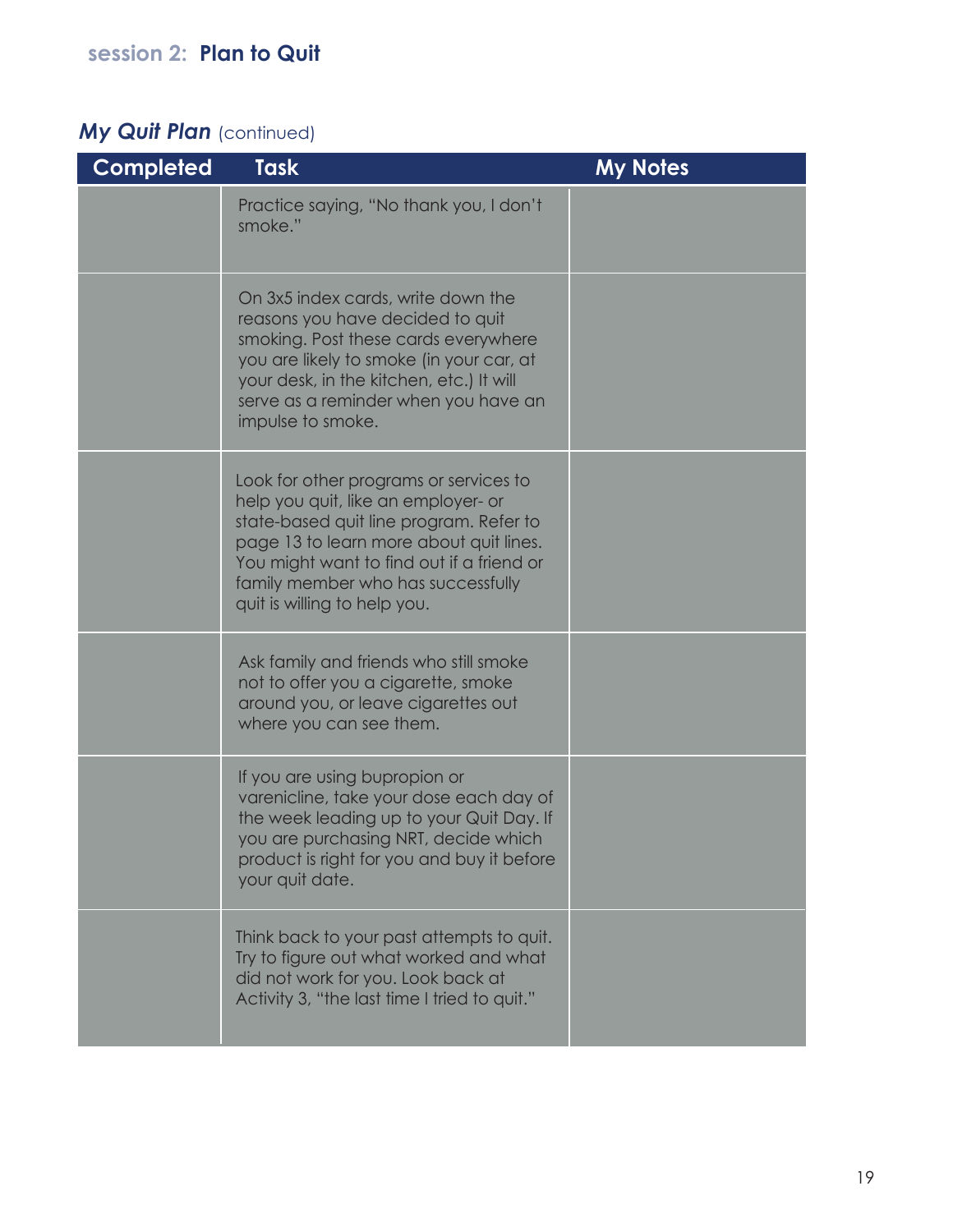## session 2: Plan to Quit

### *My Quit Plan* (continued)

| Completed | Task | My Notes |
|---|---|---|
| | Practice saying, "No thank you, I don't smoke." | |
| | On 3x5 index cards, write down the reasons you have decided to quit smoking. Post these cards everywhere you are likely to smoke (in your car, at your desk, in the kitchen, etc.) It will serve as a reminder when you have an impulse to smoke. | |
| | Look for other programs or services to help you quit, like an employer- or state-based quit line program. Refer to page 13 to learn more about quit lines. You might want to find out if a friend or family member who has successfully quit is willing to help you. | |
| | Ask family and friends who still smoke not to offer you a cigarette, smoke around you, or leave cigarettes out where you can see them. | |
| | If you are using bupropion or varenicline, take your dose each day of the week leading up to your Quit Day. If you are purchasing NRT, decide which product is right for you and buy it before your quit date. | |
| | Think back to your past attempts to quit. Try to figure out what worked and what did not work for you. Look back at Activity 3, "the last time I tried to quit." | |